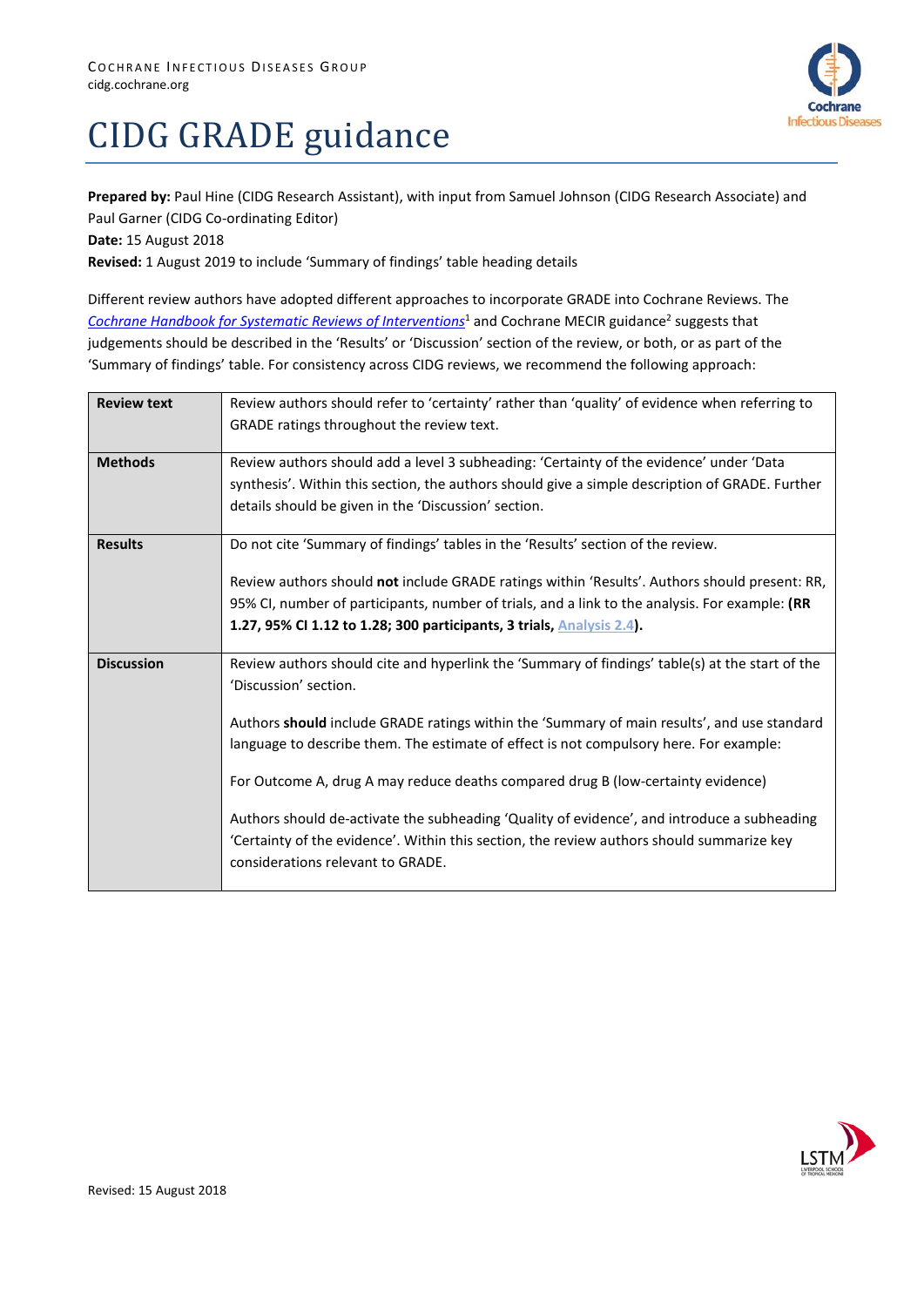COCHRANE INFECTIOUS DISEASES GROUP
cidg.cochrane.org

# CIDG GRADE guidance

**Prepared by:** Paul Hine (CIDG Research Assistant), with input from Samuel Johnson (CIDG Research Associate) and Paul Garner (CIDG Co-ordinating Editor)
**Date:** 15 August 2018
**Revised:** 1 August 2019 to include 'Summary of findings' table heading details

Different review authors have adopted different approaches to incorporate GRADE into Cochrane Reviews. The *Cochrane Handbook for Systematic Reviews of Interventions*[1] and Cochrane MECIR guidance[2] suggests that judgements should be described in the 'Results' or 'Discussion' section of the review, or both, or as part of the 'Summary of findings' table. For consistency across CIDG reviews, we recommend the following approach:

| | |
|---|---|
| **Review text** | Review authors should refer to 'certainty' rather than 'quality' of evidence when referring to GRADE ratings throughout the review text. |
| **Methods** | Review authors should add a level 3 subheading: 'Certainty of the evidence' under 'Data synthesis'. Within this section, the authors should give a simple description of GRADE. Further details should be given in the 'Discussion' section. |
| **Results** | Do not cite 'Summary of findings' tables in the 'Results' section of the review.<br><br>Review authors should **not** include GRADE ratings within 'Results'. Authors should present: RR, 95% CI, number of participants, number of trials, and a link to the analysis. For example: **(RR 1.27, 95% CI 1.12 to 1.28; 300 participants, 3 trials, Analysis 2.4).** |
| **Discussion** | Review authors should cite and hyperlink the 'Summary of findings' table(s) at the start of the 'Discussion' section.<br><br>Authors **should** include GRADE ratings within the 'Summary of main results', and use standard language to describe them. The estimate of effect is not compulsory here. For example:<br><br>For Outcome A, drug A may reduce deaths compared drug B (low-certainty evidence)<br><br>Authors should de-activate the subheading 'Quality of evidence', and introduce a subheading 'Certainty of the evidence'. Within this section, the review authors should summarize key considerations relevant to GRADE. |

Revised: 15 August 2018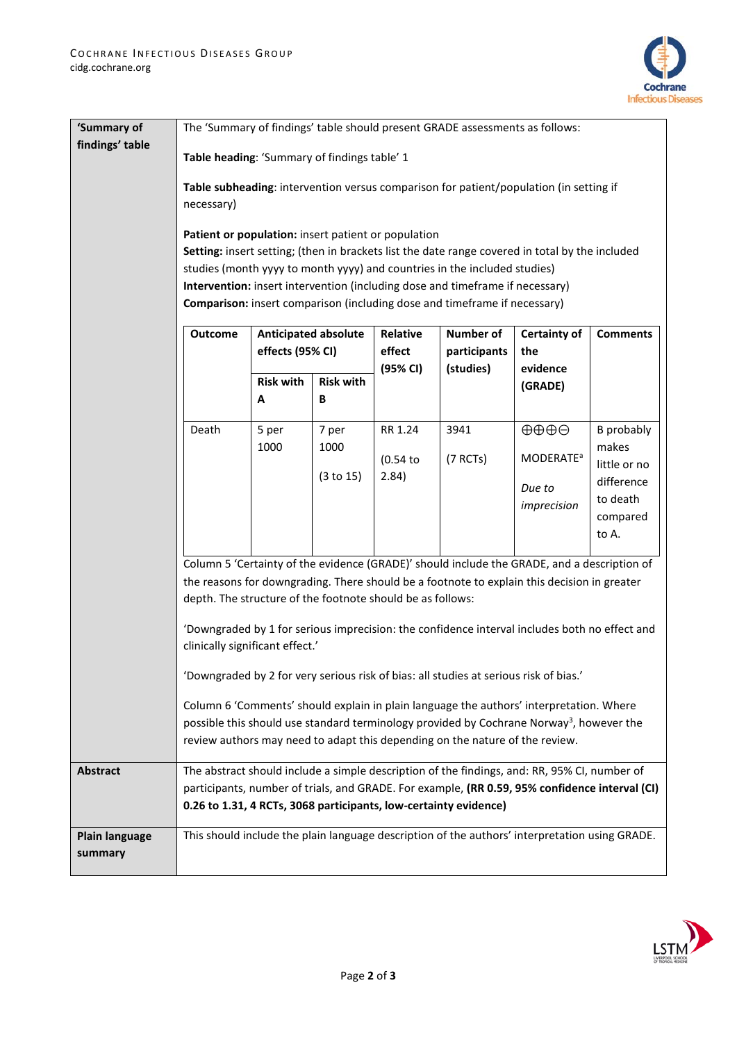| | |
|---|---|
| **'Summary of findings' table** | The 'Summary of findings' table should present GRADE assessments as follows:<br><br>**Table heading**: 'Summary of findings table' 1<br><br>**Table subheading**: intervention versus comparison for patient/population (in setting if necessary)<br><br>**Patient or population:** insert patient or population<br>**Setting:** insert setting; (then in brackets list the date range covered in total by the included studies (month yyyy to month yyyy) and countries in the included studies)<br>**Intervention:** insert intervention (including dose and timeframe if necessary)<br>**Comparison:** insert comparison (including dose and timeframe if necessary) |

| Outcome | Anticipated absolute effects (95% CI) | | Relative effect (95% CI) | Number of participants (studies) | Certainty of the evidence (GRADE) | Comments |
|---|---|---|---|---|---|---|
| | Risk with A | Risk with B | | | | |
| Death | 5 per 1000 | 7 per 1000<br>(3 to 15) | RR 1.24<br>(0.54 to 2.84) | 3941<br>(7 RCTs) | ⊕⊕⊕⊖<br>MODERATE[a]<br>*Due to imprecision* | B probably makes little or no difference to death compared to A. |

Column 5 'Certainty of the evidence (GRADE)' should include the GRADE, and a description of the reasons for downgrading. There should be a footnote to explain this decision in greater depth. The structure of the footnote should be as follows:

'Downgraded by 1 for serious imprecision: the confidence interval includes both no effect and clinically significant effect.'

'Downgraded by 2 for very serious risk of bias: all studies at serious risk of bias.'

Column 6 'Comments' should explain in plain language the authors' interpretation. Where possible this should use standard terminology provided by Cochrane Norway[3], however the review authors may need to adapt this depending on the nature of the review.

| | |
|---|---|
| **Abstract** | The abstract should include a simple description of the findings, and: RR, 95% CI, number of participants, number of trials, and GRADE. For example, **(RR 0.59, 95% confidence interval (CI) 0.26 to 1.31, 4 RCTs, 3068 participants, low-certainty evidence)** |
| **Plain language summary** | This should include the plain language description of the authors' interpretation using GRADE. |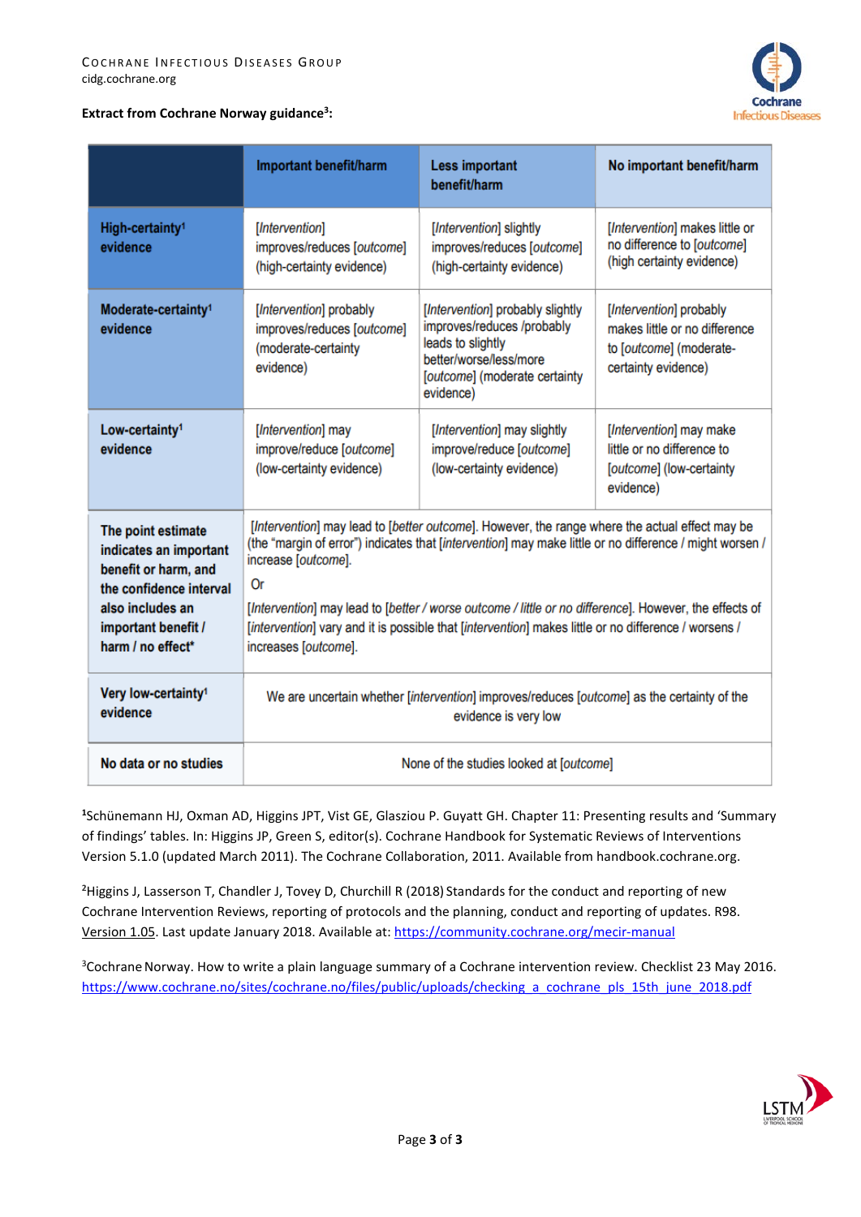**Extract from Cochrane Norway guidance[3]:**

| | Important benefit/harm | Less important benefit/harm | No important benefit/harm |
|---|---|---|---|
| **High-certainty[1] evidence** | [*Intervention*] improves/reduces [*outcome*] (high-certainty evidence) | [*Intervention*] slightly improves/reduces [*outcome*] (high-certainty evidence) | [*Intervention*] makes little or no difference to [*outcome*] (high certainty evidence) |
| **Moderate-certainty[1] evidence** | [*Intervention*] probably improves/reduces [*outcome*] (moderate-certainty evidence) | [*Intervention*] probably slightly improves/reduces /probably leads to slightly better/worse/less/more [*outcome*] (moderate certainty evidence) | [*Intervention*] probably makes little or no difference to [*outcome*] (moderate-certainty evidence) |
| **Low-certainty[1] evidence** | [*Intervention*] may improve/reduce [*outcome*] (low-certainty evidence) | [*Intervention*] may slightly improve/reduce [*outcome*] (low-certainty evidence) | [*Intervention*] may make little or no difference to [*outcome*] (low-certainty evidence) |
| **The point estimate indicates an important benefit or harm, and the confidence interval also includes an important benefit / harm / no effect*** | [*Intervention*] may lead to [*better outcome*]. However, the range where the actual effect may be (the "margin of error") indicates that [*intervention*] may make little or no difference / might worsen / increase [*outcome*]. Or [*Intervention*] may lead to [*better / worse outcome / little or no difference*]. However, the effects of [*intervention*] vary and it is possible that [*intervention*] makes little or no difference / worsens / increases [*outcome*]. | | |
| **Very low-certainty[1] evidence** | We are uncertain whether [*intervention*] improves/reduces [*outcome*] as the certainty of the evidence is very low | | |
| **No data or no studies** | None of the studies looked at [*outcome*] | | |

[1]Schünemann HJ, Oxman AD, Higgins JPT, Vist GE, Glasziou P. Guyatt GH. Chapter 11: Presenting results and 'Summary of findings' tables. In: Higgins JP, Green S, editor(s). Cochrane Handbook for Systematic Reviews of Interventions Version 5.1.0 (updated March 2011). The Cochrane Collaboration, 2011. Available from handbook.cochrane.org.

[2]Higgins J, Lasserson T, Chandler J, Tovey D, Churchill R (2018) Standards for the conduct and reporting of new Cochrane Intervention Reviews, reporting of protocols and the planning, conduct and reporting of updates. R98. Version 1.05. Last update January 2018. Available at: https://community.cochrane.org/mecir-manual

[3]Cochrane Norway. How to write a plain language summary of a Cochrane intervention review. Checklist 23 May 2016. https://www.cochrane.no/sites/cochrane.no/files/public/uploads/checking_a_cochrane_pls_15th_june_2018.pdf